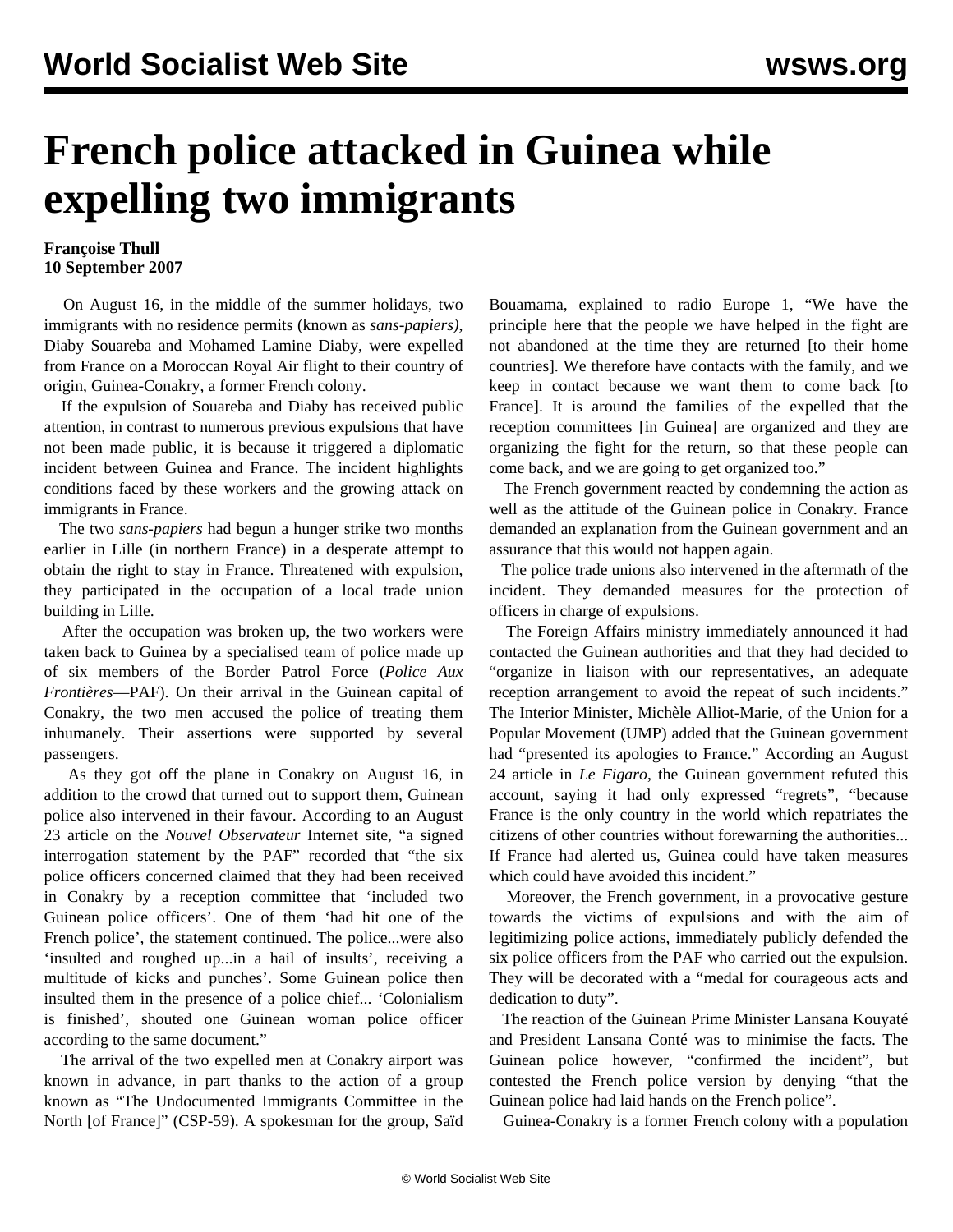# French police attacked in Guinea while expelling two immigrants

**Françoise Thull**
**10 September 2007**

On August 16, in the middle of the summer holidays, two immigrants with no residence permits (known as *sans-papiers)*, Diaby Souareba and Mohamed Lamine Diaby, were expelled from France on a Moroccan Royal Air flight to their country of origin, Guinea-Conakry, a former French colony.

If the expulsion of Souareba and Diaby has received public attention, in contrast to numerous previous expulsions that have not been made public, it is because it triggered a diplomatic incident between Guinea and France. The incident highlights conditions faced by these workers and the growing attack on immigrants in France.

The two *sans-papiers* had begun a hunger strike two months earlier in Lille (in northern France) in a desperate attempt to obtain the right to stay in France. Threatened with expulsion, they participated in the occupation of a local trade union building in Lille.

After the occupation was broken up, the two workers were taken back to Guinea by a specialised team of police made up of six members of the Border Patrol Force (*Police Aux Frontières*—PAF). On their arrival in the Guinean capital of Conakry, the two men accused the police of treating them inhumanely. Their assertions were supported by several passengers.

As they got off the plane in Conakry on August 16, in addition to the crowd that turned out to support them, Guinean police also intervened in their favour. According to an August 23 article on the *Nouvel Observateur* Internet site, "a signed interrogation statement by the PAF" recorded that "the six police officers concerned claimed that they had been received in Conakry by a reception committee that 'included two Guinean police officers'. One of them 'had hit one of the French police', the statement continued. The police...were also 'insulted and roughed up...in a hail of insults', receiving a multitude of kicks and punches'. Some Guinean police then insulted them in the presence of a police chief... 'Colonialism is finished', shouted one Guinean woman police officer according to the same document."

The arrival of the two expelled men at Conakry airport was known in advance, in part thanks to the action of a group known as "The Undocumented Immigrants Committee in the North [of France]" (CSP-59). A spokesman for the group, Saïd Bouamama, explained to radio Europe 1, "We have the principle here that the people we have helped in the fight are not abandoned at the time they are returned [to their home countries]. We therefore have contacts with the family, and we keep in contact because we want them to come back [to France]. It is around the families of the expelled that the reception committees [in Guinea] are organized and they are organizing the fight for the return, so that these people can come back, and we are going to get organized too."

The French government reacted by condemning the action as well as the attitude of the Guinean police in Conakry. France demanded an explanation from the Guinean government and an assurance that this would not happen again.

The police trade unions also intervened in the aftermath of the incident. They demanded measures for the protection of officers in charge of expulsions.

The Foreign Affairs ministry immediately announced it had contacted the Guinean authorities and that they had decided to "organize in liaison with our representatives, an adequate reception arrangement to avoid the repeat of such incidents." The Interior Minister, Michèle Alliot-Marie, of the Union for a Popular Movement (UMP) added that the Guinean government had "presented its apologies to France." According an August 24 article in *Le Figaro*, the Guinean government refuted this account, saying it had only expressed "regrets", "because France is the only country in the world which repatriates the citizens of other countries without forewarning the authorities... If France had alerted us, Guinea could have taken measures which could have avoided this incident."

Moreover, the French government, in a provocative gesture towards the victims of expulsions and with the aim of legitimizing police actions, immediately publicly defended the six police officers from the PAF who carried out the expulsion. They will be decorated with a "medal for courageous acts and dedication to duty".

The reaction of the Guinean Prime Minister Lansana Kouyaté and President Lansana Conté was to minimise the facts. The Guinean police however, "confirmed the incident", but contested the French police version by denying "that the Guinean police had laid hands on the French police".

Guinea-Conakry is a former French colony with a population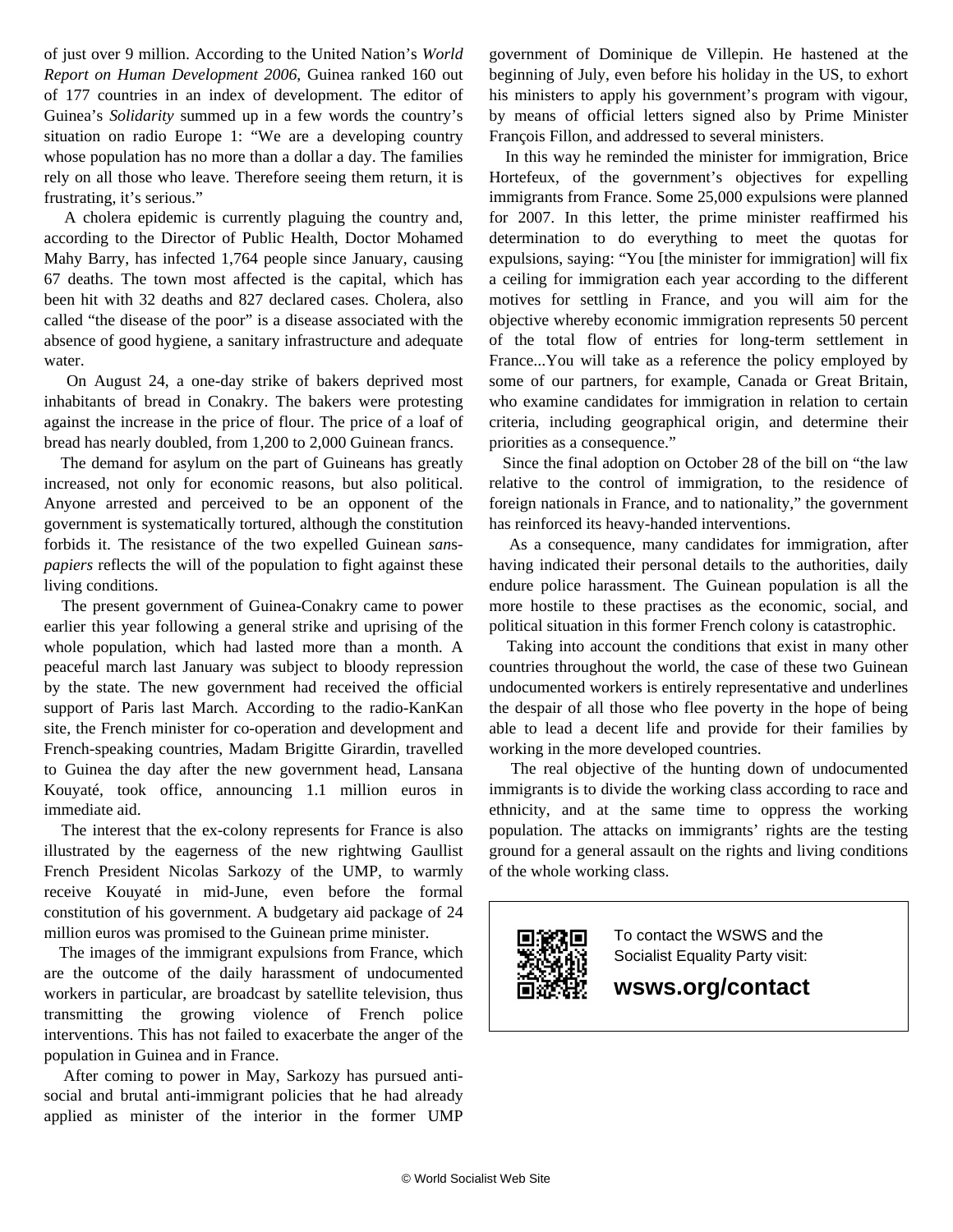of just over 9 million. According to the United Nation's *World Report on Human Development 2006*, Guinea ranked 160 out of 177 countries in an index of development. The editor of Guinea's *Solidarity* summed up in a few words the country's situation on radio Europe 1: "We are a developing country whose population has no more than a dollar a day. The families rely on all those who leave. Therefore seeing them return, it is frustrating, it's serious."

A cholera epidemic is currently plaguing the country and, according to the Director of Public Health, Doctor Mohamed Mahy Barry, has infected 1,764 people since January, causing 67 deaths. The town most affected is the capital, which has been hit with 32 deaths and 827 declared cases. Cholera, also called "the disease of the poor" is a disease associated with the absence of good hygiene, a sanitary infrastructure and adequate water.

On August 24, a one-day strike of bakers deprived most inhabitants of bread in Conakry. The bakers were protesting against the increase in the price of flour. The price of a loaf of bread has nearly doubled, from 1,200 to 2,000 Guinean francs.

The demand for asylum on the part of Guineans has greatly increased, not only for economic reasons, but also political. Anyone arrested and perceived to be an opponent of the government is systematically tortured, although the constitution forbids it. The resistance of the two expelled Guinean *sans-papiers* reflects the will of the population to fight against these living conditions.

The present government of Guinea-Conakry came to power earlier this year following a general strike and uprising of the whole population, which had lasted more than a month. A peaceful march last January was subject to bloody repression by the state. The new government had received the official support of Paris last March. According to the radio-KanKan site, the French minister for co-operation and development and French-speaking countries, Madam Brigitte Girardin, travelled to Guinea the day after the new government head, Lansana Kouyaté, took office, announcing 1.1 million euros in immediate aid.

The interest that the ex-colony represents for France is also illustrated by the eagerness of the new rightwing Gaullist French President Nicolas Sarkozy of the UMP, to warmly receive Kouyaté in mid-June, even before the formal constitution of his government. A budgetary aid package of 24 million euros was promised to the Guinean prime minister.

The images of the immigrant expulsions from France, which are the outcome of the daily harassment of undocumented workers in particular, are broadcast by satellite television, thus transmitting the growing violence of French police interventions. This has not failed to exacerbate the anger of the population in Guinea and in France.

After coming to power in May, Sarkozy has pursued anti-social and brutal anti-immigrant policies that he had already applied as minister of the interior in the former UMP government of Dominique de Villepin. He hastened at the beginning of July, even before his holiday in the US, to exhort his ministers to apply his government's program with vigour, by means of official letters signed also by Prime Minister François Fillon, and addressed to several ministers.

In this way he reminded the minister for immigration, Brice Hortefeux, of the government's objectives for expelling immigrants from France. Some 25,000 expulsions were planned for 2007. In this letter, the prime minister reaffirmed his determination to do everything to meet the quotas for expulsions, saying: "You [the minister for immigration] will fix a ceiling for immigration each year according to the different motives for settling in France, and you will aim for the objective whereby economic immigration represents 50 percent of the total flow of entries for long-term settlement in France...You will take as a reference the policy employed by some of our partners, for example, Canada or Great Britain, who examine candidates for immigration in relation to certain criteria, including geographical origin, and determine their priorities as a consequence."

Since the final adoption on October 28 of the bill on "the law relative to the control of immigration, to the residence of foreign nationals in France, and to nationality," the government has reinforced its heavy-handed interventions.

As a consequence, many candidates for immigration, after having indicated their personal details to the authorities, daily endure police harassment. The Guinean population is all the more hostile to these practises as the economic, social, and political situation in this former French colony is catastrophic.

Taking into account the conditions that exist in many other countries throughout the world, the case of these two Guinean undocumented workers is entirely representative and underlines the despair of all those who flee poverty in the hope of being able to lead a decent life and provide for their families by working in the more developed countries.

The real objective of the hunting down of undocumented immigrants is to divide the working class according to race and ethnicity, and at the same time to oppress the working population. The attacks on immigrants' rights are the testing ground for a general assault on the rights and living conditions of the whole working class.

To contact the WSWS and the Socialist Equality Party visit:

**wsws.org/contact**